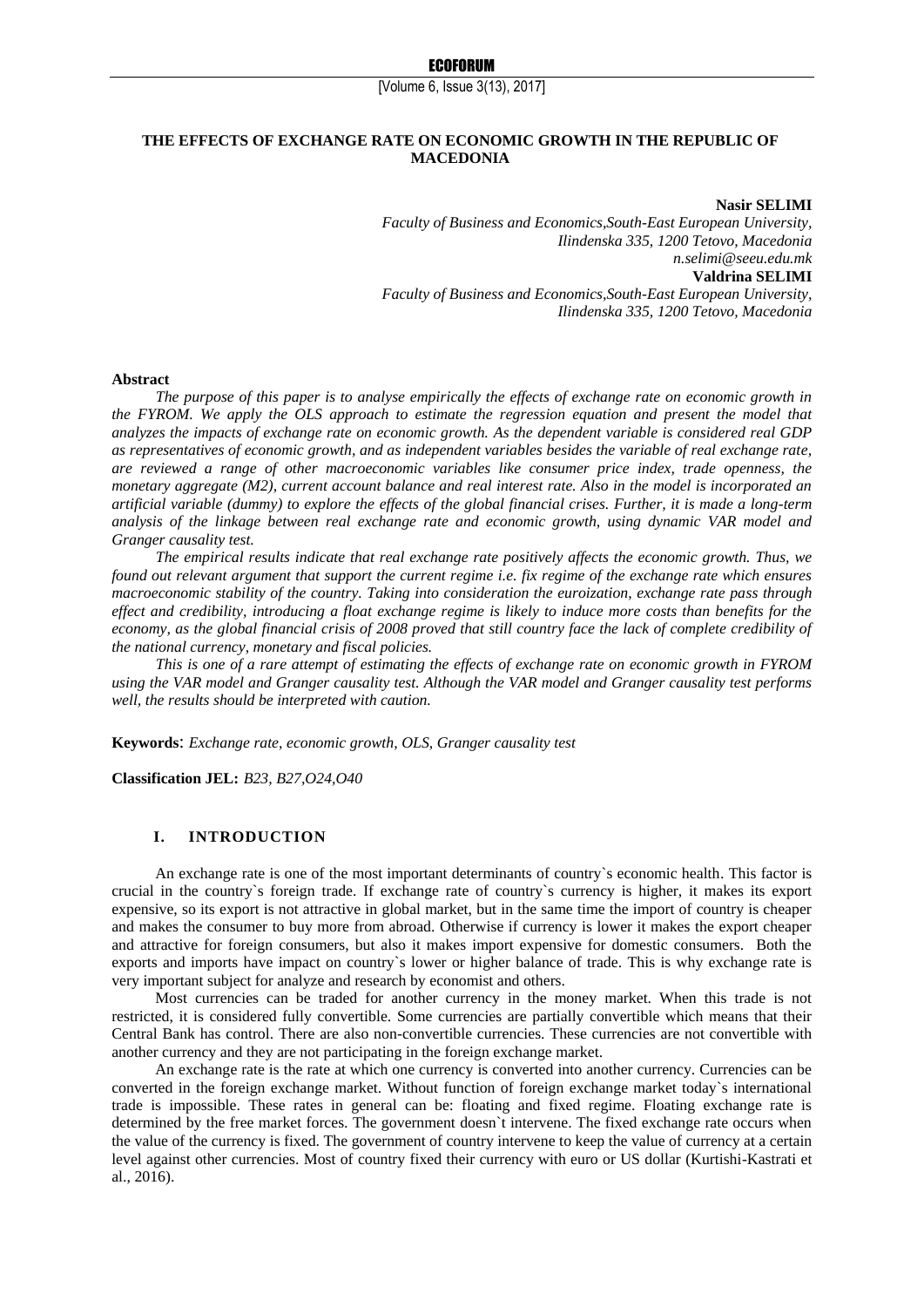# THE EFFECTS OF EXCHANGE RATE ON ECONOMIC GROWTH IN THE REPUBLIC OF MACEDONIA

**Nasir SELIMI**
*Faculty of Business and Economics,South-East European University,*
*Ilindenska 335, 1200 Tetovo, Macedonia*
*n.selimi@seeu.edu.mk*
**Valdrina SELIMI**
*Faculty of Business and Economics,South-East European University,*
*Ilindenska 335, 1200 Tetovo, Macedonia*

**Abstract**

*The purpose of this paper is to analyse empirically the effects of exchange rate on economic growth in the FYROM. We apply the OLS approach to estimate the regression equation and present the model that analyzes the impacts of exchange rate on economic growth. As the dependent variable is considered real GDP as representatives of economic growth, and as independent variables besides the variable of real exchange rate, are reviewed a range of other macroeconomic variables like consumer price index, trade openness, the monetary aggregate (M2), current account balance and real interest rate. Also in the model is incorporated an artificial variable (dummy) to explore the effects of the global financial crises. Further, it is made a long-term analysis of the linkage between real exchange rate and economic growth, using dynamic VAR model and Granger causality test.*

*The empirical results indicate that real exchange rate positively affects the economic growth. Thus, we found out relevant argument that support the current regime i.e. fix regime of the exchange rate which ensures macroeconomic stability of the country. Taking into consideration the euroization, exchange rate pass through effect and credibility, introducing a float exchange regime is likely to induce more costs than benefits for the economy, as the global financial crisis of 2008 proved that still country face the lack of complete credibility of the national currency, monetary and fiscal policies.*

*This is one of a rare attempt of estimating the effects of exchange rate on economic growth in FYROM using the VAR model and Granger causality test. Although the VAR model and Granger causality test performs well, the results should be interpreted with caution.*

**Keywords**: *Exchange rate, economic growth, OLS, Granger causality test*

**Classification JEL:** *B23, B27,O24,O40*

## I. INTRODUCTION

An exchange rate is one of the most important determinants of country`s economic health. This factor is crucial in the country`s foreign trade. If exchange rate of country`s currency is higher, it makes its export expensive, so its export is not attractive in global market, but in the same time the import of country is cheaper and makes the consumer to buy more from abroad. Otherwise if currency is lower it makes the export cheaper and attractive for foreign consumers, but also it makes import expensive for domestic consumers. Both the exports and imports have impact on country`s lower or higher balance of trade. This is why exchange rate is very important subject for analyze and research by economist and others.

Most currencies can be traded for another currency in the money market. When this trade is not restricted, it is considered fully convertible. Some currencies are partially convertible which means that their Central Bank has control. There are also non-convertible currencies. These currencies are not convertible with another currency and they are not participating in the foreign exchange market.

An exchange rate is the rate at which one currency is converted into another currency. Currencies can be converted in the foreign exchange market. Without function of foreign exchange market today`s international trade is impossible. These rates in general can be: floating and fixed regime. Floating exchange rate is determined by the free market forces. The government doesn`t intervene. The fixed exchange rate occurs when the value of the currency is fixed. The government of country intervene to keep the value of currency at a certain level against other currencies. Most of country fixed their currency with euro or US dollar (Kurtishi-Kastrati et al., 2016).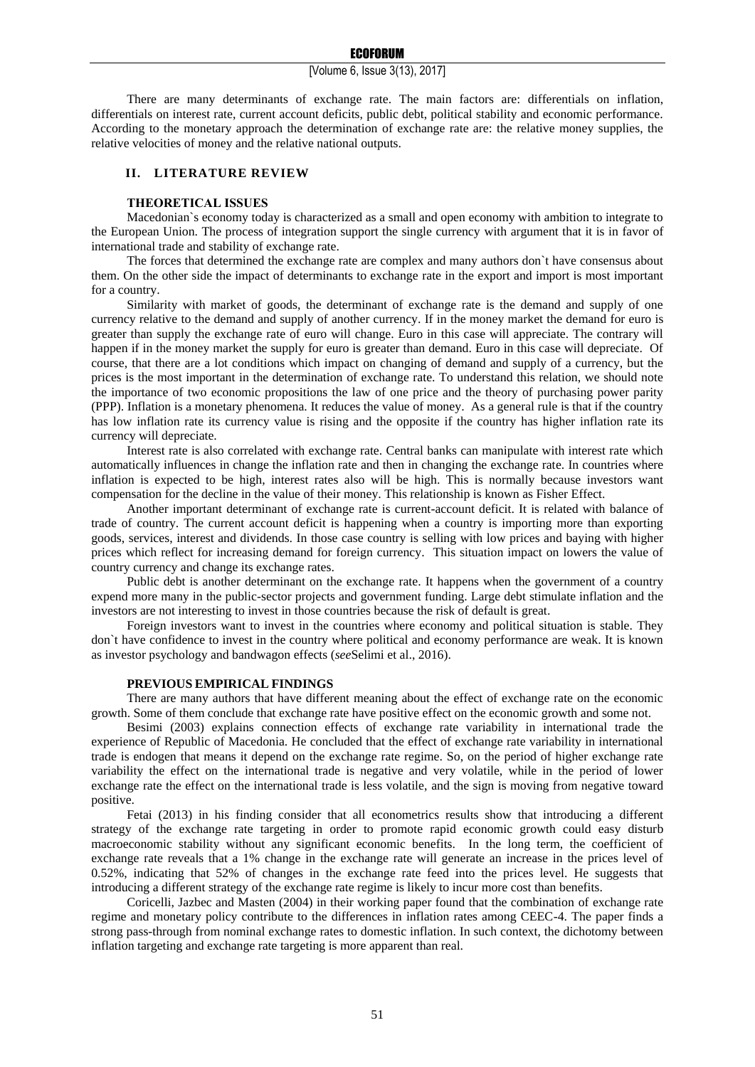There are many determinants of exchange rate. The main factors are: differentials on inflation, differentials on interest rate, current account deficits, public debt, political stability and economic performance. According to the monetary approach the determination of exchange rate are: the relative money supplies, the relative velocities of money and the relative national outputs.

## II. LITERATURE REVIEW

### THEORETICAL ISSUES

Macedonian`s economy today is characterized as a small and open economy with ambition to integrate to the European Union. The process of integration support the single currency with argument that it is in favor of international trade and stability of exchange rate.

The forces that determined the exchange rate are complex and many authors don`t have consensus about them. On the other side the impact of determinants to exchange rate in the export and import is most important for a country.

Similarity with market of goods, the determinant of exchange rate is the demand and supply of one currency relative to the demand and supply of another currency. If in the money market the demand for euro is greater than supply the exchange rate of euro will change. Euro in this case will appreciate. The contrary will happen if in the money market the supply for euro is greater than demand. Euro in this case will depreciate. Of course, that there are a lot conditions which impact on changing of demand and supply of a currency, but the prices is the most important in the determination of exchange rate. To understand this relation, we should note the importance of two economic propositions the law of one price and the theory of purchasing power parity (PPP). Inflation is a monetary phenomena. It reduces the value of money. As a general rule is that if the country has low inflation rate its currency value is rising and the opposite if the country has higher inflation rate its currency will depreciate.

Interest rate is also correlated with exchange rate. Central banks can manipulate with interest rate which automatically influences in change the inflation rate and then in changing the exchange rate. In countries where inflation is expected to be high, interest rates also will be high. This is normally because investors want compensation for the decline in the value of their money. This relationship is known as Fisher Effect.

Another important determinant of exchange rate is current-account deficit. It is related with balance of trade of country. The current account deficit is happening when a country is importing more than exporting goods, services, interest and dividends. In those case country is selling with low prices and baying with higher prices which reflect for increasing demand for foreign currency. This situation impact on lowers the value of country currency and change its exchange rates.

Public debt is another determinant on the exchange rate. It happens when the government of a country expend more many in the public-sector projects and government funding. Large debt stimulate inflation and the investors are not interesting to invest in those countries because the risk of default is great.

Foreign investors want to invest in the countries where economy and political situation is stable. They don`t have confidence to invest in the country where political and economy performance are weak. It is known as investor psychology and bandwagon effects (*see*Selimi et al., 2016).

### PREVIOUS EMPIRICAL FINDINGS

There are many authors that have different meaning about the effect of exchange rate on the economic growth. Some of them conclude that exchange rate have positive effect on the economic growth and some not.

Besimi (2003) explains connection effects of exchange rate variability in international trade the experience of Republic of Macedonia. He concluded that the effect of exchange rate variability in international trade is endogen that means it depend on the exchange rate regime. So, on the period of higher exchange rate variability the effect on the international trade is negative and very volatile, while in the period of lower exchange rate the effect on the international trade is less volatile, and the sign is moving from negative toward positive.

Fetai (2013) in his finding consider that all econometrics results show that introducing a different strategy of the exchange rate targeting in order to promote rapid economic growth could easy disturb macroeconomic stability without any significant economic benefits. In the long term, the coefficient of exchange rate reveals that a 1% change in the exchange rate will generate an increase in the prices level of 0.52%, indicating that 52% of changes in the exchange rate feed into the prices level. He suggests that introducing a different strategy of the exchange rate regime is likely to incur more cost than benefits.

Coricelli, Jazbec and Masten (2004) in their working paper found that the combination of exchange rate regime and monetary policy contribute to the differences in inflation rates among CEEC-4. The paper finds a strong pass-through from nominal exchange rates to domestic inflation. In such context, the dichotomy between inflation targeting and exchange rate targeting is more apparent than real.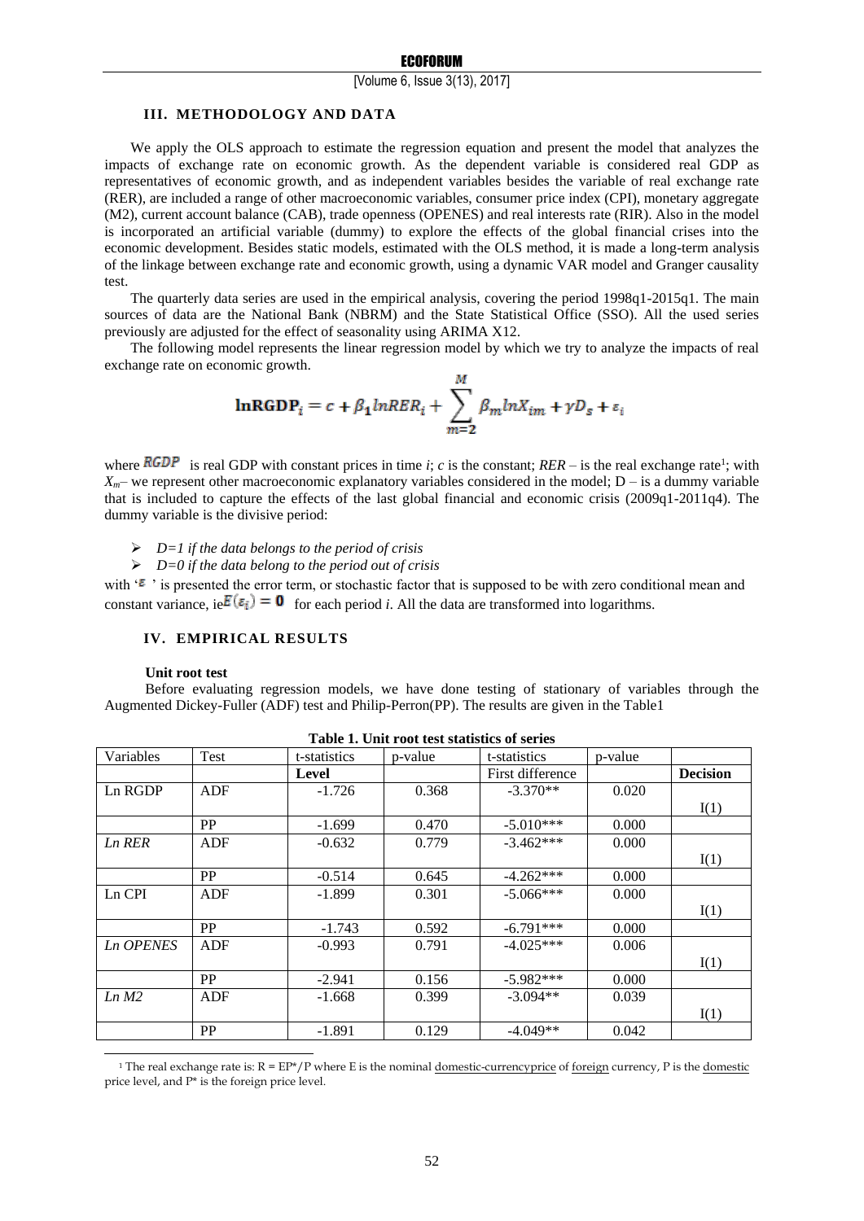## III. METHODOLOGY AND DATA

We apply the OLS approach to estimate the regression equation and present the model that analyzes the impacts of exchange rate on economic growth. As the dependent variable is considered real GDP as representatives of economic growth, and as independent variables besides the variable of real exchange rate (RER), are included a range of other macroeconomic variables, consumer price index (CPI), monetary aggregate (M2), current account balance (CAB), trade openness (OPENES) and real interests rate (RIR). Also in the model is incorporated an artificial variable (dummy) to explore the effects of the global financial crises into the economic development. Besides static models, estimated with the OLS method, it is made a long-term analysis of the linkage between exchange rate and economic growth, using a dynamic VAR model and Granger causality test.

The quarterly data series are used in the empirical analysis, covering the period 1998q1-2015q1. The main sources of data are the National Bank (NBRM) and the State Statistical Office (SSO). All the used series previously are adjusted for the effect of seasonality using ARIMA X12.

The following model represents the linear regression model by which we try to analyze the impacts of real exchange rate on economic growth.

$$\mathbf{lnRGDP}_i = c + \beta_1 lnRER_i + \sum_{m=2}^{M} \beta_m lnX_{im} + \gamma D_s + \varepsilon_i$$

where $RGDP$ is real GDP with constant prices in time *i*; *c* is the constant; *RER* – is the real exchange rate[1]; with $X_m$– we represent other macroeconomic explanatory variables considered in the model; D – is a dummy variable that is included to capture the effects of the last global financial and economic crisis (2009q1-2011q4). The dummy variable is the divisive period:

- *D=1 if the data belongs to the period of crisis*
- *D=0 if the data belong to the period out of crisis*

with '$\varepsilon$' is presented the error term, or stochastic factor that is supposed to be with zero conditional mean and constant variance, ie $E(\varepsilon_i) = 0$ for each period *i*. All the data are transformed into logarithms.

## IV. EMPIRICAL RESULTS

**Unit root test**

Before evaluating regression models, we have done testing of stationary of variables through the Augmented Dickey-Fuller (ADF) test and Philip-Perron(PP). The results are given in the Table1

**Table 1. Unit root test statistics of series**

| Variables | Test | t-statistics | p-value | t-statistics | p-value | |
|---|---|---|---|---|---|---|
| | | **Level** | | First difference | | **Decision** |
| Ln RGDP | ADF | -1.726 | 0.368 | -3.370** | 0.020 | I(1) |
| | PP | -1.699 | 0.470 | -5.010*** | 0.000 | |
| *Ln RER* | ADF | -0.632 | 0.779 | -3.462*** | 0.000 | I(1) |
| | PP | -0.514 | 0.645 | -4.262*** | 0.000 | |
| Ln CPI | ADF | -1.899 | 0.301 | -5.066*** | 0.000 | I(1) |
| | PP | -1.743 | 0.592 | -6.791*** | 0.000 | |
| *Ln OPENES* | ADF | -0.993 | 0.791 | -4.025*** | 0.006 | I(1) |
| | PP | -2.941 | 0.156 | -5.982*** | 0.000 | |
| *Ln M2* | ADF | -1.668 | 0.399 | -3.094** | 0.039 | I(1) |
| | PP | -1.891 | 0.129 | -4.049** | 0.042 | |

[1] The real exchange rate is: R = EP*/P where E is the nominal domestic-currencyprice of foreign currency, P is the domestic price level, and P* is the foreign price level.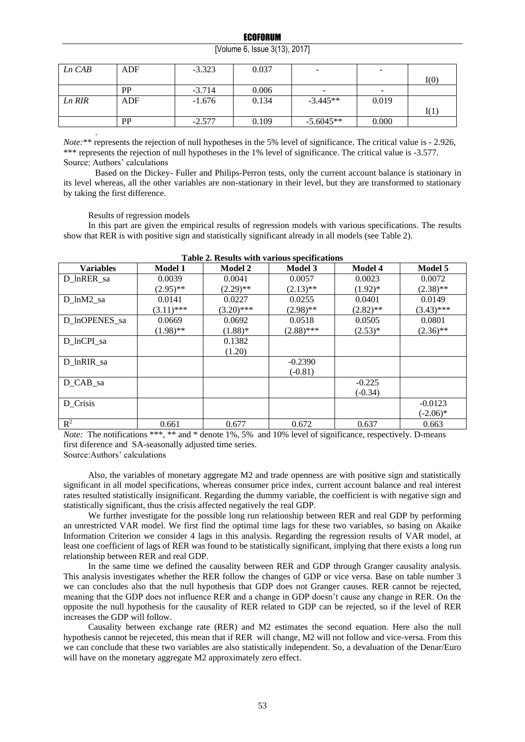| Ln CAB | ADF | -3.323 | 0.037 | - | - | I(0) |
|---|---|---|---|---|---|---|
| | PP | -3.714 | 0.006 | - | - | |
| Ln RIR | ADF | -1.676 | 0.134 | -3.445** | 0.019 | I(1) |
| | PP | -2.577 | 0.109 | -5.6045** | 0.000 | |

*Note:*** represents the rejection of null hypotheses in the 5% level of significance. The critical value is - 2.926, *** represents the rejection of null hypotheses in the 1% level of significance. The critical value is -3.577.
Source: Authors' calculations

Based on the Dickey- Fuller and Philips-Perron tests, only the current account balance is stationary in its level whereas, all the other variables are non-stationary in their level, but they are transformed to stationary by taking the first difference.

Results of regression models

In this part are given the empirical results of regression models with various specifications. The results show that RER is with positive sign and statistically significant already in all models (see Table 2).

**Table 2. Results with various specifications**

| Variables | Model 1 | Model 2 | Model 3 | Model 4 | Model 5 |
|---|---|---|---|---|---|
| D_lnRER_sa | 0.0039<br>(2.95)** | 0.0041<br>(2.29)** | 0.0057<br>(2.13)** | 0.0023<br>(1.92)* | 0.0072<br>(2.38)** |
| D_lnM2_sa | 0.0141<br>(3.11)*** | 0.0227<br>(3.20)*** | 0.0255<br>(2.98)** | 0.0401<br>(2.82)** | 0.0149<br>(3.43)*** |
| D_lnOPENES_sa | 0.0669<br>(1.98)** | 0.0692<br>(1.88)* | 0.0518<br>(2.88)*** | 0.0505<br>(2.53)* | 0.0801<br>(2.36)** |
| D_lnCPI_sa | | 0.1382<br>(1.20) | | | |
| D_lnRIR_sa | | | -0.2390<br>(-0.81) | | |
| D_CAB_sa | | | | -0.225<br>(-0.34) | |
| D_Crisis | | | | | -0.0123<br>(-2.06)* |
| $R^2$ | 0.661 | 0.677 | 0.672 | 0.637 | 0.663 |

*Note:* The notifications ***, ** and * denote 1%, 5% and 10% level of significance, respectively. D-means first diference and SA-seasonally adjusted time series.
Source:Authors' calculations

Also, the variables of monetary aggregate M2 and trade openness are with positive sign and statistically significant in all model specifications, whereas consumer price index, current account balance and real interest rates resulted statistically insignificant. Regarding the dummy variable, the coefficient is with negative sign and statistically significant, thus the crisis affected negatively the real GDP.

We further investigate for the possible long run relationship between RER and real GDP by performing an unrestricted VAR model. We first find the optimal time lags for these two variables, so basing on Akaike Information Criterion we consider 4 lags in this analysis. Regarding the regression results of VAR model, at least one coefficient of lags of RER was found to be statistically significant, implying that there exists a long run relationship between RER and real GDP.

In the same time we defined the causality between RER and GDP through Granger causality analysis. This analysis investigates whether the RER follow the changes of GDP or vice versa. Base on table number 3 we can concludes also that the null hypothesis that GDP does not Granger causes. RER cannot be rejected, meaning that the GDP does not influence RER and a change in GDP doesn't cause any change in RER. On the opposite the null hypothesis for the causality of RER related to GDP can be rejected, so if the level of RER increases the GDP will follow.

Causality between exchange rate (RER) and M2 estimates the second equation. Here also the null hypothesis cannot be rejeceted, this mean that if RER will change, M2 will not follow and vice-versa. From this we can conclude that these two variables are also statistically independent. So, a devaluation of the Denar/Euro will have on the monetary aggregate M2 approximately zero effect.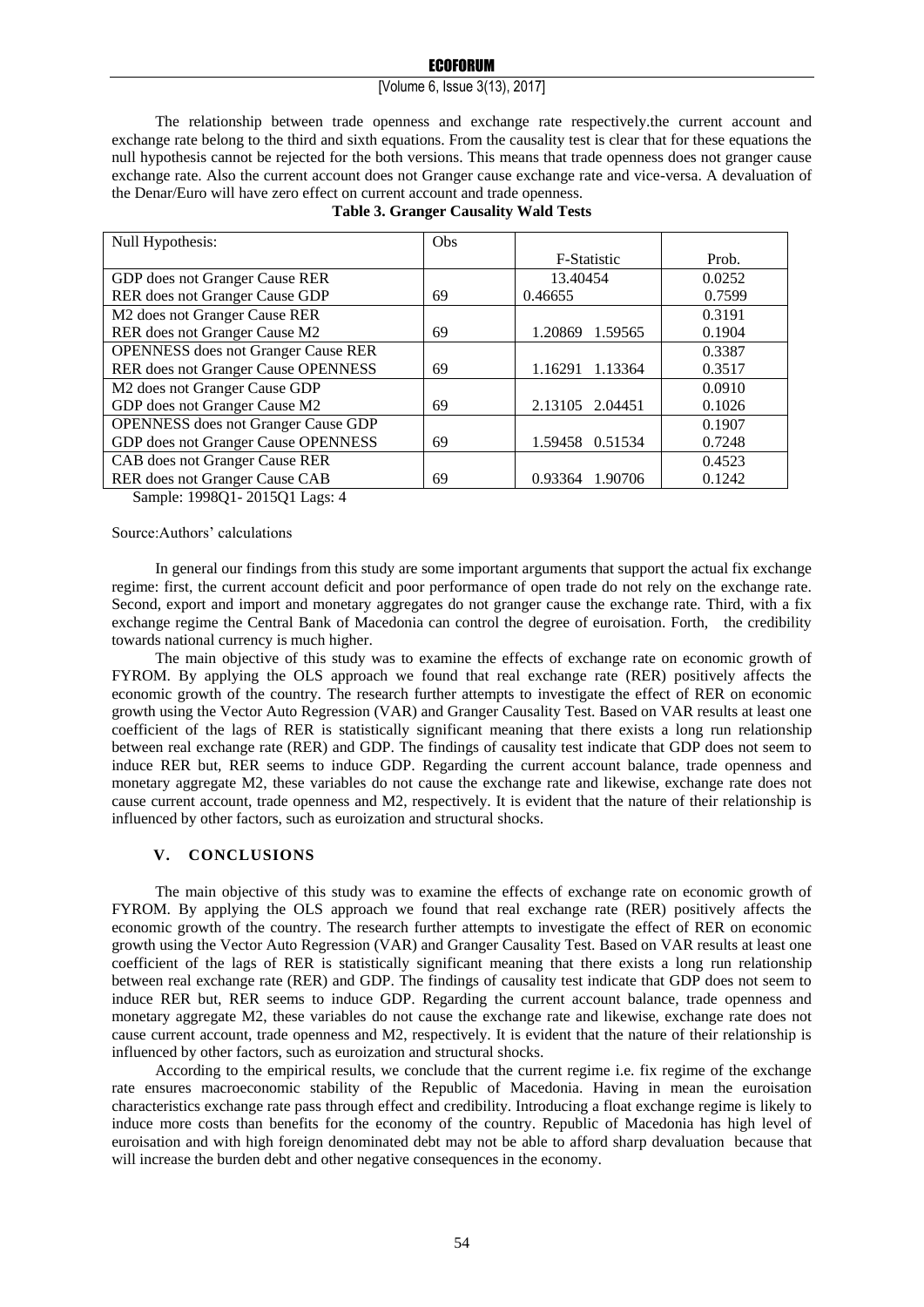The relationship between trade openness and exchange rate respectively.the current account and exchange rate belong to the third and sixth equations. From the causality test is clear that for these equations the null hypothesis cannot be rejected for the both versions. This means that trade openness does not granger cause exchange rate. Also the current account does not Granger cause exchange rate and vice-versa. A devaluation of the Denar/Euro will have zero effect on current account and trade openness.

**Table 3. Granger Causality Wald Tests**

| Null Hypothesis: | Obs | F-Statistic | Prob. |
|---|---|---|---|
| GDP does not Granger Cause RER | | 13.40454 | 0.0252 |
| RER does not Granger Cause GDP | 69 | 0.46655 | 0.7599 |
| M2 does not Granger Cause RER | | | 0.3191 |
| RER does not Granger Cause M2 | 69 | 1.20869 1.59565 | 0.1904 |
| OPENNESS does not Granger Cause RER | | | 0.3387 |
| RER does not Granger Cause OPENNESS | 69 | 1.16291 1.13364 | 0.3517 |
| M2 does not Granger Cause GDP | | | 0.0910 |
| GDP does not Granger Cause M2 | 69 | 2.13105 2.04451 | 0.1026 |
| OPENNESS does not Granger Cause GDP | | | 0.1907 |
| GDP does not Granger Cause OPENNESS | 69 | 1.59458 0.51534 | 0.7248 |
| CAB does not Granger Cause RER | | | 0.4523 |
| RER does not Granger Cause CAB | 69 | 0.93364 1.90706 | 0.1242 |

Sample: 1998Q1- 2015Q1 Lags: 4

Source:Authors' calculations

In general our findings from this study are some important arguments that support the actual fix exchange regime: first, the current account deficit and poor performance of open trade do not rely on the exchange rate. Second, export and import and monetary aggregates do not granger cause the exchange rate. Third, with a fix exchange regime the Central Bank of Macedonia can control the degree of euroisation. Forth, the credibility towards national currency is much higher.

The main objective of this study was to examine the effects of exchange rate on economic growth of FYROM. By applying the OLS approach we found that real exchange rate (RER) positively affects the economic growth of the country. The research further attempts to investigate the effect of RER on economic growth using the Vector Auto Regression (VAR) and Granger Causality Test. Based on VAR results at least one coefficient of the lags of RER is statistically significant meaning that there exists a long run relationship between real exchange rate (RER) and GDP. The findings of causality test indicate that GDP does not seem to induce RER but, RER seems to induce GDP. Regarding the current account balance, trade openness and monetary aggregate M2, these variables do not cause the exchange rate and likewise, exchange rate does not cause current account, trade openness and M2, respectively. It is evident that the nature of their relationship is influenced by other factors, such as euroization and structural shocks.

## V. CONCLUSIONS

The main objective of this study was to examine the effects of exchange rate on economic growth of FYROM. By applying the OLS approach we found that real exchange rate (RER) positively affects the economic growth of the country. The research further attempts to investigate the effect of RER on economic growth using the Vector Auto Regression (VAR) and Granger Causality Test. Based on VAR results at least one coefficient of the lags of RER is statistically significant meaning that there exists a long run relationship between real exchange rate (RER) and GDP. The findings of causality test indicate that GDP does not seem to induce RER but, RER seems to induce GDP. Regarding the current account balance, trade openness and monetary aggregate M2, these variables do not cause the exchange rate and likewise, exchange rate does not cause current account, trade openness and M2, respectively. It is evident that the nature of their relationship is influenced by other factors, such as euroization and structural shocks.

According to the empirical results, we conclude that the current regime i.e. fix regime of the exchange rate ensures macroeconomic stability of the Republic of Macedonia. Having in mean the euroisation characteristics exchange rate pass through effect and credibility. Introducing a float exchange regime is likely to induce more costs than benefits for the economy of the country. Republic of Macedonia has high level of euroisation and with high foreign denominated debt may not be able to afford sharp devaluation because that will increase the burden debt and other negative consequences in the economy.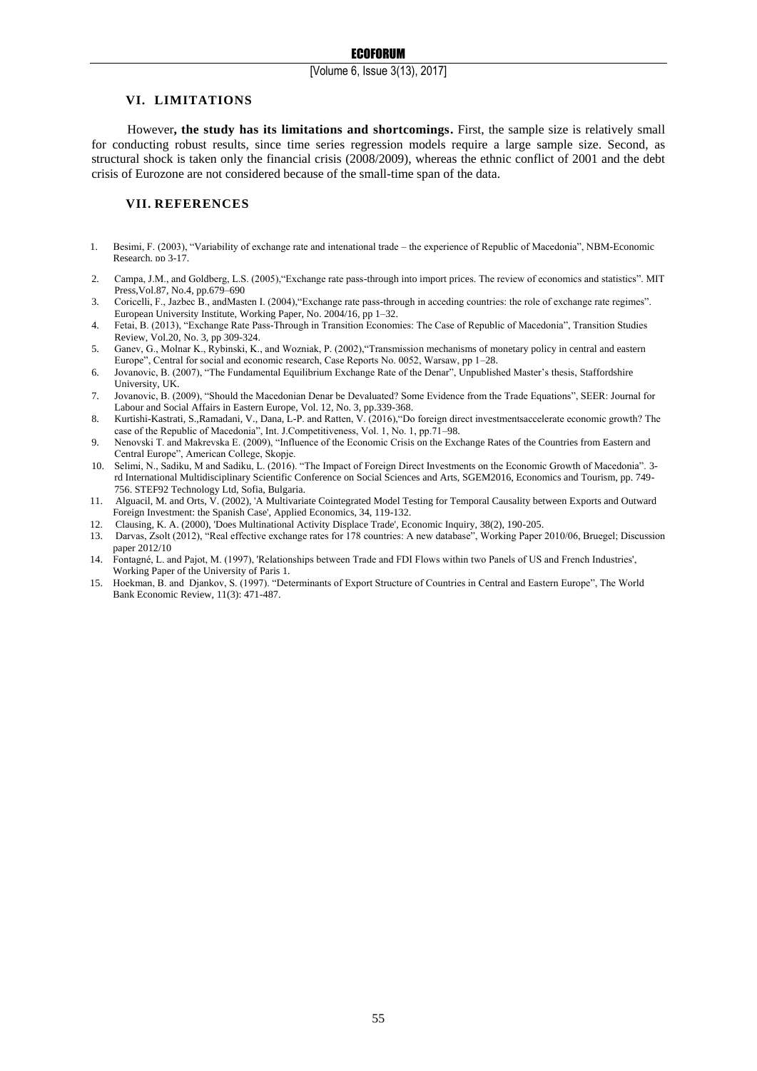## VI. LIMITATIONS

However**, the study has its limitations and shortcomings.** First, the sample size is relatively small for conducting robust results, since time series regression models require a large sample size. Second, as structural shock is taken only the financial crisis (2008/2009), whereas the ethnic conflict of 2001 and the debt crisis of Eurozone are not considered because of the small-time span of the data.

## VII. REFERENCES

1. Besimi, F. (2003), "Variability of exchange rate and intenational trade – the experience of Republic of Macedonia", NBM-Economic Research, pp 3-17.
2. Campa, J.M., and Goldberg, L.S. (2005),"Exchange rate pass-through into import prices. The review of economics and statistics". MIT Press,Vol.87, No.4, pp.679–690
3. Coricelli, F., Jazbec B., andMasten I. (2004),"Exchange rate pass-through in acceding countries: the role of exchange rate regimes". European University Institute, Working Paper, No. 2004/16, pp 1–32.
4. Fetai, B. (2013), "Exchange Rate Pass-Through in Transition Economies: The Case of Republic of Macedonia", Transition Studies Review, Vol.20, No. 3, pp 309-324.
5. Ganev, G., Molnar K., Rybinski, K., and Wozniak, P. (2002),"Transmission mechanisms of monetary policy in central and eastern Europe", Central for social and economic research, Case Reports No. 0052, Warsaw, pp 1–28.
6. Jovanovic, B. (2007), "The Fundamental Equilibrium Exchange Rate of the Denar", Unpublished Master's thesis, Staffordshire University, UK.
7. Jovanovic, B. (2009), "Should the Macedonian Denar be Devaluated? Some Evidence from the Trade Equations", SEER: Journal for Labour and Social Affairs in Eastern Europe, Vol. 12, No. 3, pp.339-368.
8. Kurtishi-Kastrati, S.,Ramadani, V., Dana, L-P. and Ratten, V. (2016),"Do foreign direct investmentsaccelerate economic growth? The case of the Republic of Macedonia", Int. J.Competitiveness, Vol. 1, No. 1, pp.71–98.
9. Nenovski T. and Makrevska E. (2009), "Influence of the Economic Crisis on the Exchange Rates of the Countries from Eastern and Central Europe", American College, Skopje.
10. Selimi, N., Sadiku, M and Sadiku, L. (2016). "The Impact of Foreign Direct Investments on the Economic Growth of Macedonia". 3-rd International Multidisciplinary Scientific Conference on Social Sciences and Arts, SGEM2016, Economics and Tourism, pp. 749-756. STEF92 Technology Ltd, Sofia, Bulgaria.
11. Alguacil, M. and Orts, V. (2002), 'A Multivariate Cointegrated Model Testing for Temporal Causality between Exports and Outward Foreign Investment: the Spanish Case', Applied Economics, 34, 119-132.
12. Clausing, K. A. (2000), 'Does Multinational Activity Displace Trade', Economic Inquiry, 38(2), 190-205.
13. Darvas, Zsolt (2012), "Real effective exchange rates for 178 countries: A new database", Working Paper 2010/06, Bruegel; Discussion paper 2012/10
14. Fontagné, L. and Pajot, M. (1997), 'Relationships between Trade and FDI Flows within two Panels of US and French Industries', Working Paper of the University of Paris 1.
15. Hoekman, B. and Djankov, S. (1997). "Determinants of Export Structure of Countries in Central and Eastern Europe", The World Bank Economic Review, 11(3): 471-487.